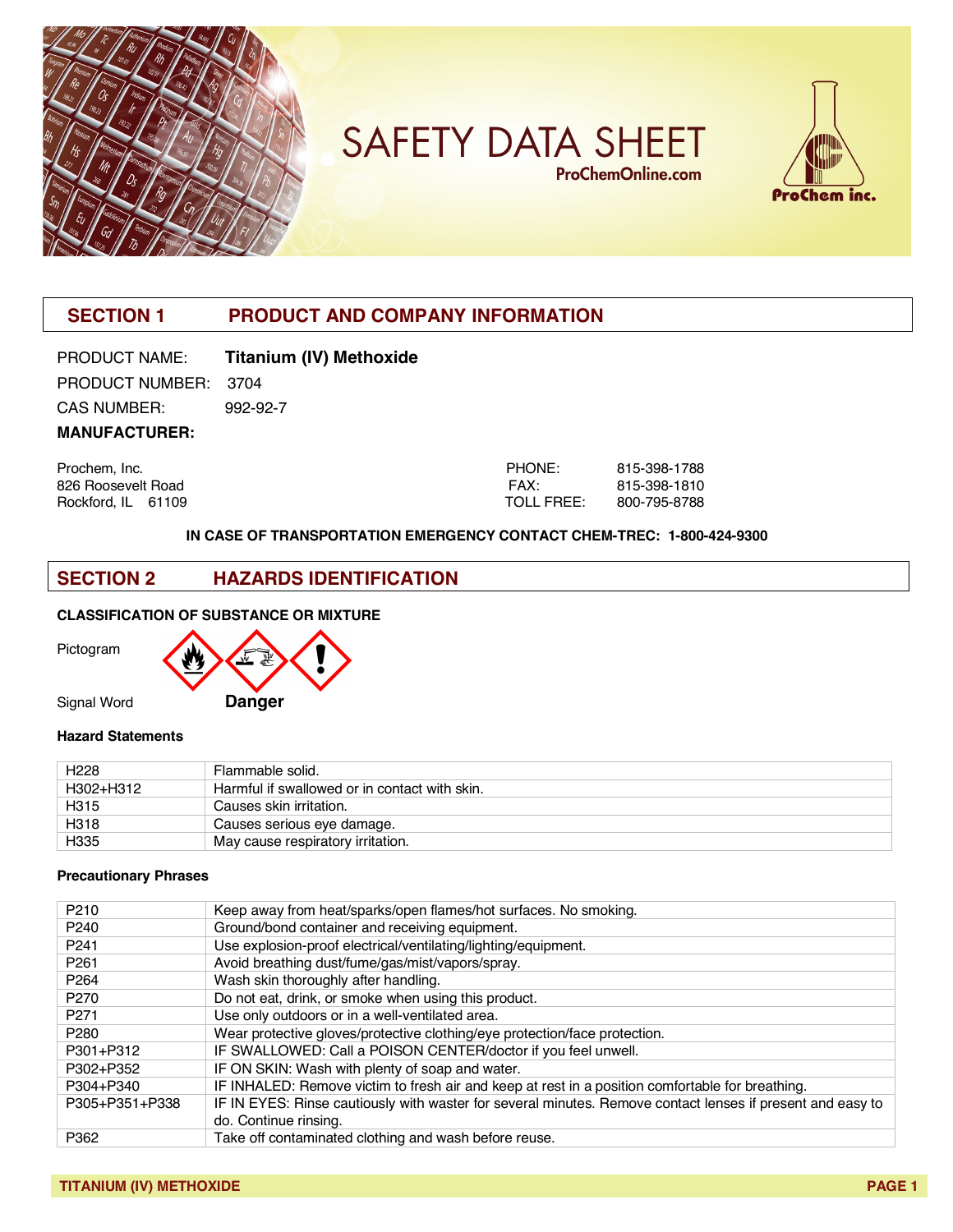# SAFETY DATA SHEET

ProChemOnline.com

ProChem inc.

## SECTION 1 PRODUCT AND COMPANY INFORMATION

PRODUCT NAME: **Titanium (IV) Methoxide**

PRODUCT NUMBER: 3704

CAS NUMBER: 992-92-7

**MANUFACTURER:**

Prochem, Inc.
826 Roosevelt Road
Rockford, IL 61109

PHONE: 815-398-1788
FAX: 815-398-1810
TOLL FREE: 800-795-8788

**IN CASE OF TRANSPORTATION EMERGENCY CONTACT CHEM-TREC: 1-800-424-9300**

## SECTION 2 HAZARDS IDENTIFICATION

**CLASSIFICATION OF SUBSTANCE OR MIXTURE**

Pictogram

Signal Word **Danger**

**Hazard Statements**

| | |
|---|---|
| H228 | Flammable solid. |
| H302+H312 | Harmful if swallowed or in contact with skin. |
| H315 | Causes skin irritation. |
| H318 | Causes serious eye damage. |
| H335 | May cause respiratory irritation. |

**Precautionary Phrases**

| | |
|---|---|
| P210 | Keep away from heat/sparks/open flames/hot surfaces. No smoking. |
| P240 | Ground/bond container and receiving equipment. |
| P241 | Use explosion-proof electrical/ventilating/lighting/equipment. |
| P261 | Avoid breathing dust/fume/gas/mist/vapors/spray. |
| P264 | Wash skin thoroughly after handling. |
| P270 | Do not eat, drink, or smoke when using this product. |
| P271 | Use only outdoors or in a well-ventilated area. |
| P280 | Wear protective gloves/protective clothing/eye protection/face protection. |
| P301+P312 | IF SWALLOWED: Call a POISON CENTER/doctor if you feel unwell. |
| P302+P352 | IF ON SKIN: Wash with plenty of soap and water. |
| P304+P340 | IF INHALED: Remove victim to fresh air and keep at rest in a position comfortable for breathing. |
| P305+P351+P338 | IF IN EYES: Rinse cautiously with waster for several minutes. Remove contact lenses if present and easy to do. Continue rinsing. |
| P362 | Take off contaminated clothing and wash before reuse. |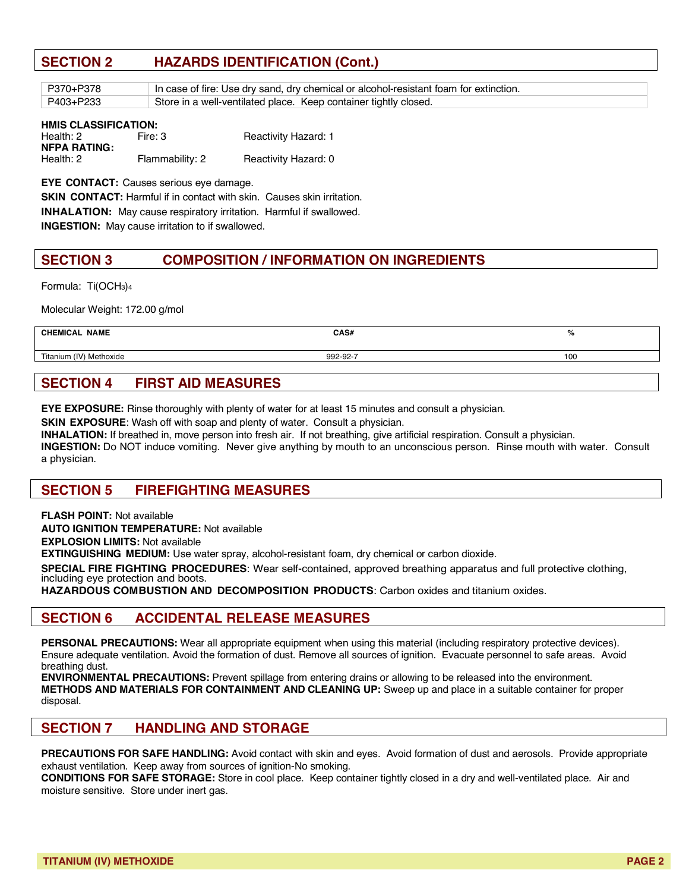## SECTION 2 HAZARDS IDENTIFICATION (Cont.)

| | |
|---|---|
| P370+P378 | In case of fire: Use dry sand, dry chemical or alcohol-resistant foam for extinction. |
| P403+P233 | Store in a well-ventilated place. Keep container tightly closed. |

**HMIS CLASSIFICATION:**
Health: 2 Fire: 3 Reactivity Hazard: 1

**NFPA RATING:**
Health: 2 Flammability: 2 Reactivity Hazard: 0

**EYE CONTACT:** Causes serious eye damage.

**SKIN CONTACT:** Harmful if in contact with skin. Causes skin irritation.

**INHALATION:** May cause respiratory irritation. Harmful if swallowed.

**INGESTION:** May cause irritation to if swallowed.

## SECTION 3 COMPOSITION / INFORMATION ON INGREDIENTS

Formula: $Ti(OCH_3)_4$

Molecular Weight: 172.00 g/mol

| CHEMICAL NAME | CAS# | % |
|---|---|---|
| Titanium (IV) Methoxide | 992-92-7 | 100 |

## SECTION 4 FIRST AID MEASURES

**EYE EXPOSURE:** Rinse thoroughly with plenty of water for at least 15 minutes and consult a physician.

**SKIN EXPOSURE**: Wash off with soap and plenty of water. Consult a physician.

**INHALATION:** If breathed in, move person into fresh air. If not breathing, give artificial respiration. Consult a physician.

**INGESTION:** Do NOT induce vomiting. Never give anything by mouth to an unconscious person. Rinse mouth with water. Consult a physician.

## SECTION 5 FIREFIGHTING MEASURES

**FLASH POINT:** Not available

**AUTO IGNITION TEMPERATURE:** Not available

**EXPLOSION LIMITS:** Not available

**EXTINGUISHING MEDIUM:** Use water spray, alcohol-resistant foam, dry chemical or carbon dioxide.

**SPECIAL FIRE FIGHTING PROCEDURES**: Wear self-contained, approved breathing apparatus and full protective clothing, including eye protection and boots.

**HAZARDOUS COMBUSTION AND DECOMPOSITION PRODUCTS**: Carbon oxides and titanium oxides.

## SECTION 6 ACCIDENTAL RELEASE MEASURES

**PERSONAL PRECAUTIONS:** Wear all appropriate equipment when using this material (including respiratory protective devices). Ensure adequate ventilation. Avoid the formation of dust. Remove all sources of ignition. Evacuate personnel to safe areas. Avoid breathing dust.

**ENVIRONMENTAL PRECAUTIONS:** Prevent spillage from entering drains or allowing to be released into the environment.

**METHODS AND MATERIALS FOR CONTAINMENT AND CLEANING UP:** Sweep up and place in a suitable container for proper disposal.

## SECTION 7 HANDLING AND STORAGE

**PRECAUTIONS FOR SAFE HANDLING:** Avoid contact with skin and eyes. Avoid formation of dust and aerosols. Provide appropriate exhaust ventilation. Keep away from sources of ignition-No smoking.

**CONDITIONS FOR SAFE STORAGE:** Store in cool place. Keep container tightly closed in a dry and well-ventilated place. Air and moisture sensitive. Store under inert gas.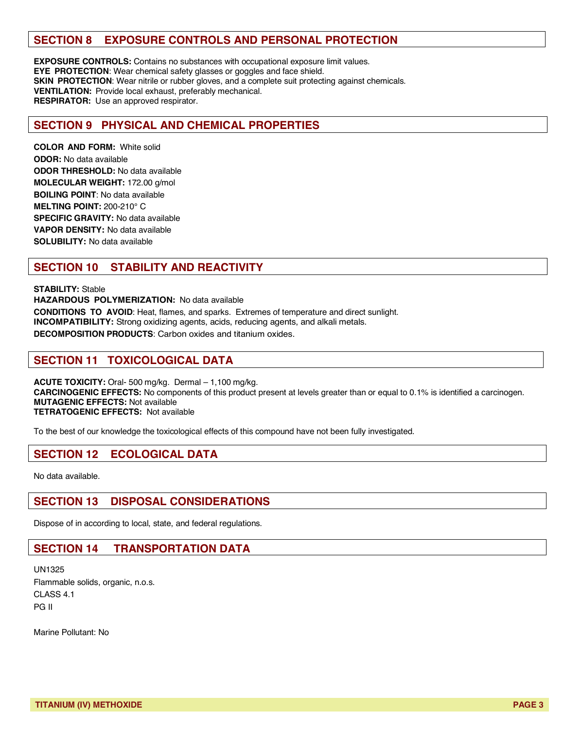## SECTION 8 EXPOSURE CONTROLS AND PERSONAL PROTECTION

**EXPOSURE CONTROLS:** Contains no substances with occupational exposure limit values.
**EYE PROTECTION**: Wear chemical safety glasses or goggles and face shield.
**SKIN PROTECTION**: Wear nitrile or rubber gloves, and a complete suit protecting against chemicals.
**VENTILATION:** Provide local exhaust, preferably mechanical.
**RESPIRATOR:** Use an approved respirator.

## SECTION 9 PHYSICAL AND CHEMICAL PROPERTIES

**COLOR AND FORM:** White solid
**ODOR:** No data available
**ODOR THRESHOLD:** No data available
**MOLECULAR WEIGHT:** 172.00 g/mol
**BOILING POINT**: No data available
**MELTING POINT:** 200-210° C
**SPECIFIC GRAVITY:** No data available
**VAPOR DENSITY:** No data available
**SOLUBILITY:** No data available

## SECTION 10 STABILITY AND REACTIVITY

**STABILITY:** Stable
**HAZARDOUS POLYMERIZATION:** No data available
**CONDITIONS TO AVOID**: Heat, flames, and sparks. Extremes of temperature and direct sunlight.
**INCOMPATIBILITY:** Strong oxidizing agents, acids, reducing agents, and alkali metals.
**DECOMPOSITION PRODUCTS**: Carbon oxides and titanium oxides.

## SECTION 11 TOXICOLOGICAL DATA

**ACUTE TOXICITY:** Oral- 500 mg/kg. Dermal – 1,100 mg/kg.
**CARCINOGENIC EFFECTS:** No components of this product present at levels greater than or equal to 0.1% is identified a carcinogen.
**MUTAGENIC EFFECTS:** Not available
**TETRATOGENIC EFFECTS:** Not available

To the best of our knowledge the toxicological effects of this compound have not been fully investigated.

## SECTION 12 ECOLOGICAL DATA

No data available.

## SECTION 13 DISPOSAL CONSIDERATIONS

Dispose of in according to local, state, and federal regulations.

## SECTION 14 TRANSPORTATION DATA

UN1325
Flammable solids, organic, n.o.s.
CLASS 4.1
PG II

Marine Pollutant: No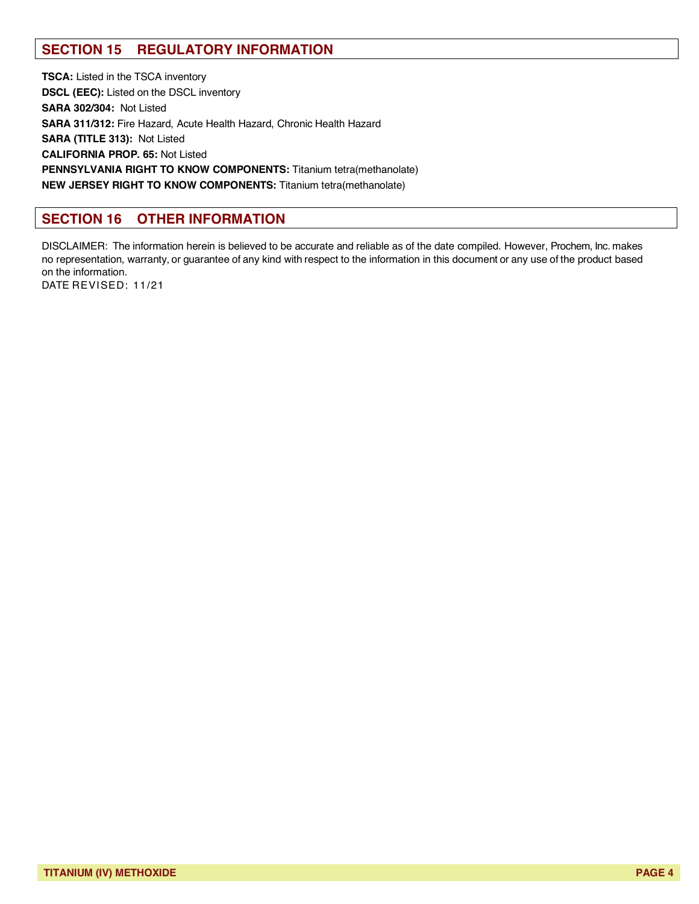## SECTION 15 REGULATORY INFORMATION

**TSCA:** Listed in the TSCA inventory
**DSCL (EEC):** Listed on the DSCL inventory
**SARA 302/304:** Not Listed
**SARA 311/312:** Fire Hazard, Acute Health Hazard, Chronic Health Hazard
**SARA (TITLE 313):** Not Listed
**CALIFORNIA PROP. 65:** Not Listed
**PENNSYLVANIA RIGHT TO KNOW COMPONENTS:** Titanium tetra(methanolate)
**NEW JERSEY RIGHT TO KNOW COMPONENTS:** Titanium tetra(methanolate)

## SECTION 16 OTHER INFORMATION

DISCLAIMER: The information herein is believed to be accurate and reliable as of the date compiled. However, Prochem, Inc. makes no representation, warranty, or guarantee of any kind with respect to the information in this document or any use of the product based on the information.
DATE REVISED: 11/21